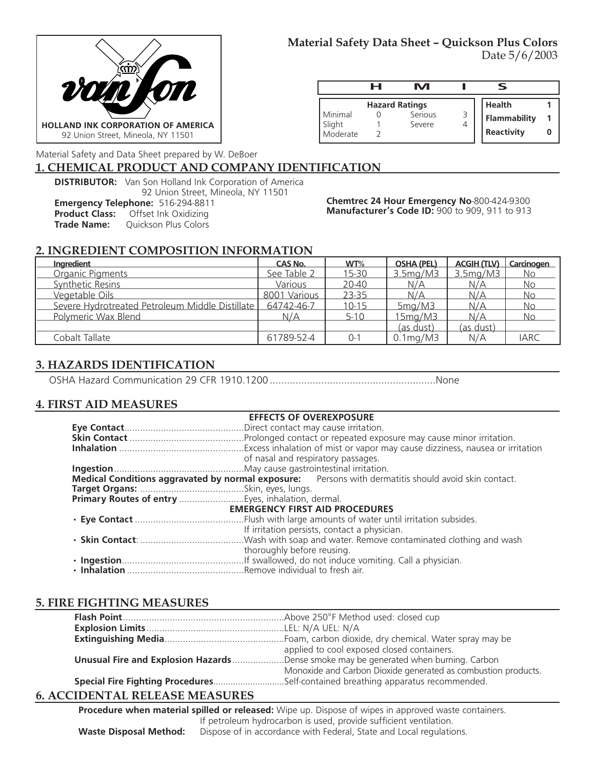**HOLLAND INK CORPORATION OF AMERICA**
92 Union Street, Mineola, NY 11501

# Material Safety Data Sheet – Quickson Plus Colors

Date 5/6/2003

| H | M | I | S |
|---|---|---|---|

| Hazard Ratings | | | |
|---|---|---|---|
| Minimal | 0 | Serious | 3 |
| Slight | 1 | Severe | 4 |
| Moderate | 2 | | |

| | |
|---|---|
| **Health** | **1** |
| **Flammability** | **1** |
| **Reactivity** | **0** |

Material Safety and Data Sheet prepared by W. DeBoer

## 1. CHEMICAL PRODUCT AND COMPANY IDENTIFICATION

**DISTRIBUTOR:** Van Son Holland Ink Corporation of America
92 Union Street, Mineola, NY 11501
**Emergency Telephone:** 516-294-8811
**Product Class:** Offset Ink Oxidizing
**Trade Name:** Quickson Plus Colors

**Chemtrec 24 Hour Emergency No**-800-424-9300
**Manufacturer's Code ID:** 900 to 909, 911 to 913

## 2. INGREDIENT COMPOSITION INFORMATION

| Ingredient | CAS No. | WT% | OSHA (PEL) | ACGIH (TLV) | Carcinogen |
|---|---|---|---|---|---|
| Organic Pigments | See Table 2 | 15-30 | 3.5mg/M3 | 3.5mg/M3 | No |
| Synthetic Resins | Various | 20-40 | N/A | N/A | No |
| Vegetable Oils | 8001 Various | 23-35 | N/A | N/A | No |
| Severe Hydrotreated Petroleum Middle Distillate | 64742-46-7 | 10-15 | 5mg/M3 | N/A | No |
| Polymeric Wax Blend | N/A | 5-10 | 15mg/M3 (as dust) | N/A (as dust) | No |
| Cobalt Tallate | 61789-52-4 | 0-1 | 0.1mg/M3 | N/A | IARC |

## 3. HAZARDS IDENTIFICATION

OSHA Hazard Communication 29 CFR 1910.1200 ..........................................................None

## 4. FIRST AID MEASURES

**EFFECTS OF OVEREXPOSURE**

**Eye Contact**............................................Direct contact may cause irritation.
**Skin Contact** ..........................................Prolonged contact or repeated exposure may cause minor irritation.
**Inhalation** ...............................................Excess inhalation of mist or vapor may cause dizziness, nausea or irritation of nasal and respiratory passages.
**Ingestion**.................................................May cause gastrointestinal irritation.
**Medical Conditions aggravated by normal exposure:** Persons with dermatitis should avoid skin contact.
**Target Organs:** .......................................Skin, eyes, lungs.
**Primary Routes of entry** ........................Eyes, inhalation, dermal.

**EMERGENCY FIRST AID PROCEDURES**

- **Eye Contact** .........................................Flush with large amounts of water until irritation subsides. If irritation persists, contact a physician.
- **Skin Contact**: .......................................Wash with soap and water. Remove contaminated clothing and wash thoroughly before reusing.
- **Ingestion**..............................................If swallowed, do not induce vomiting. Call a physician.
- **Inhalation** ............................................Remove individual to fresh air.

## 5. FIRE FIGHTING MEASURES

**Flash Point**.............................................................Above 250°F Method used: closed cup
**Explosion Limits**....................................................LEL: N/A UEL: N/A
**Extinguishing Media**.............................................Foam, carbon dioxide, dry chemical. Water spray may be applied to cool exposed closed containers.
**Unusual Fire and Explosion Hazards**...................Dense smoke may be generated when burning. Carbon Monoxide and Carbon Dioxide generated as combustion products.
**Special Fire Fighting Procedures**...........................Self-contained breathing apparatus recommended.

## 6. ACCIDENTAL RELEASE MEASURES

**Procedure when material spilled or released:** Wipe up. Dispose of wipes in approved waste containers. If petroleum hydrocarbon is used, provide sufficient ventilation.
**Waste Disposal Method:** Dispose of in accordance with Federal, State and Local regulations.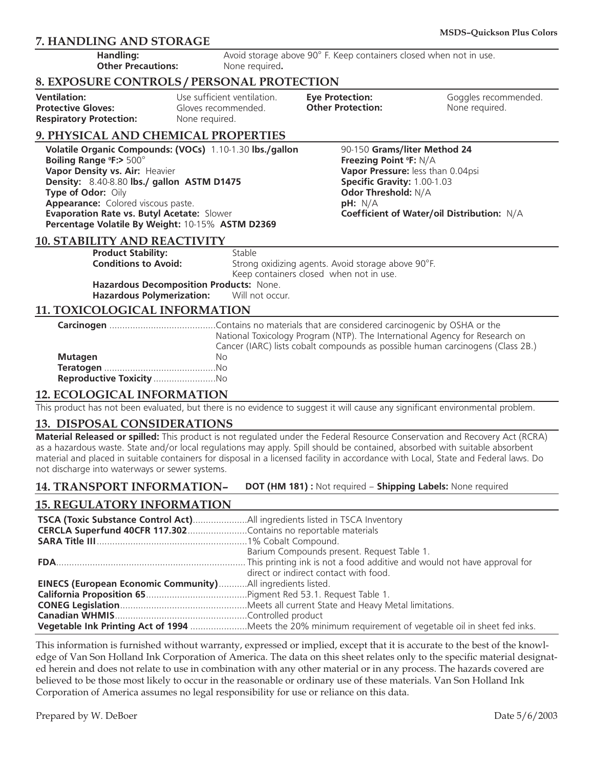## 7. HANDLING AND STORAGE

**Handling:** Avoid storage above 90° F. Keep containers closed when not in use.
**Other Precautions:** None required**.**

## 8. EXPOSURE CONTROLS / PERSONAL PROTECTION

**Ventilation:** Use sufficient ventilation.
**Protective Gloves:** Gloves recommended.
**Respiratory Protection:** None required.
**Eye Protection:** Goggles recommended.
**Other Protection:** None required.

## 9. PHYSICAL AND CHEMICAL PROPERTIES

**Volatile Organic Compounds: (VOCs)** 1.10-1.30 **lbs./gallon**
**Boiling Range ºF:>** 500°
**Vapor Density vs. Air:** Heavier
**Density:** 8.40-8.80 **lbs./ gallon ASTM D1475**
**Type of Odor:** Oily
**Appearance:** Colored viscous paste.
**Evaporation Rate vs. Butyl Acetate:** Slower
**Percentage Volatile By Weight:** 10-15% **ASTM D2369**

90-150 **Grams/liter Method 24**
**Freezing Point ºF:** N/A
**Vapor Pressure:** less than 0.04psi
**Specific Gravity:** 1.00-1.03
**Odor Threshold:** N/A
**pH:** N/A
**Coefficient of Water/oil Distribution:** N/A

## 10. STABILITY AND REACTIVITY

**Product Stability:** Stable
**Conditions to Avoid:** Strong oxidizing agents. Avoid storage above 90°F. Keep containers closed when not in use.
**Hazardous Decomposition Products:** None.
**Hazardous Polymerization:** Will not occur.

## 11. TOXICOLOGICAL INFORMATION

**Carcinogen** ..........................................Contains no materials that are considered carcinogenic by OSHA or the National Toxicology Program (NTP). The International Agency for Research on Cancer (IARC) lists cobalt compounds as possible human carcinogens (Class 2B.)
**Mutagen** No
**Teratogen** ............................................No
**Reproductive Toxicity** ........................No

## 12. ECOLOGICAL INFORMATION

This product has not been evaluated, but there is no evidence to suggest it will cause any significant environmental problem.

## 13. DISPOSAL CONSIDERATIONS

**Material Released or spilled:** This product is not regulated under the Federal Resource Conservation and Recovery Act (RCRA) as a hazardous waste. State and/or local regulations may apply. Spill should be contained, absorbed with suitable absorbent material and placed in suitable containers for disposal in a licensed facility in accordance with Local, State and Federal laws. Do not discharge into waterways or sewer systems.

## 14. TRANSPORT INFORMATION–

**DOT (HM 181) :** Not required – **Shipping Labels:** None required

## 15. REGULATORY INFORMATION

**TSCA (Toxic Substance Control Act)**.....................All ingredients listed in TSCA Inventory
**CERCLA Superfund 40CFR 117.302**.......................Contains no reportable materials
**SARA Title III**...........................................................1% Cobalt Compound. Barium Compounds present. Request Table 1.
**FDA**.......................................................................... This printing ink is not a food additive and would not have approval for direct or indirect contact with food.
**EINECS (European Economic Community)**...........All ingredients listed.
**California Proposition 65**.......................................Pigment Red 53.1. Request Table 1.
**CONEG Legislation**.................................................Meets all current State and Heavy Metal limitations.
**Canadian WHMIS**...................................................Controlled product
**Vegetable Ink Printing Act of 1994** ......................Meets the 20% minimum requirement of vegetable oil in sheet fed inks.

This information is furnished without warranty, expressed or implied, except that it is accurate to the best of the knowledge of Van Son Holland Ink Corporation of America. The data on this sheet relates only to the specific material designated herein and does not relate to use in combination with any other material or in any process. The hazards covered are believed to be those most likely to occur in the reasonable or ordinary use of these materials. Van Son Holland Ink Corporation of America assumes no legal responsibility for use or reliance on this data.

Prepared by W. DeBoer

Date 5/6/2003